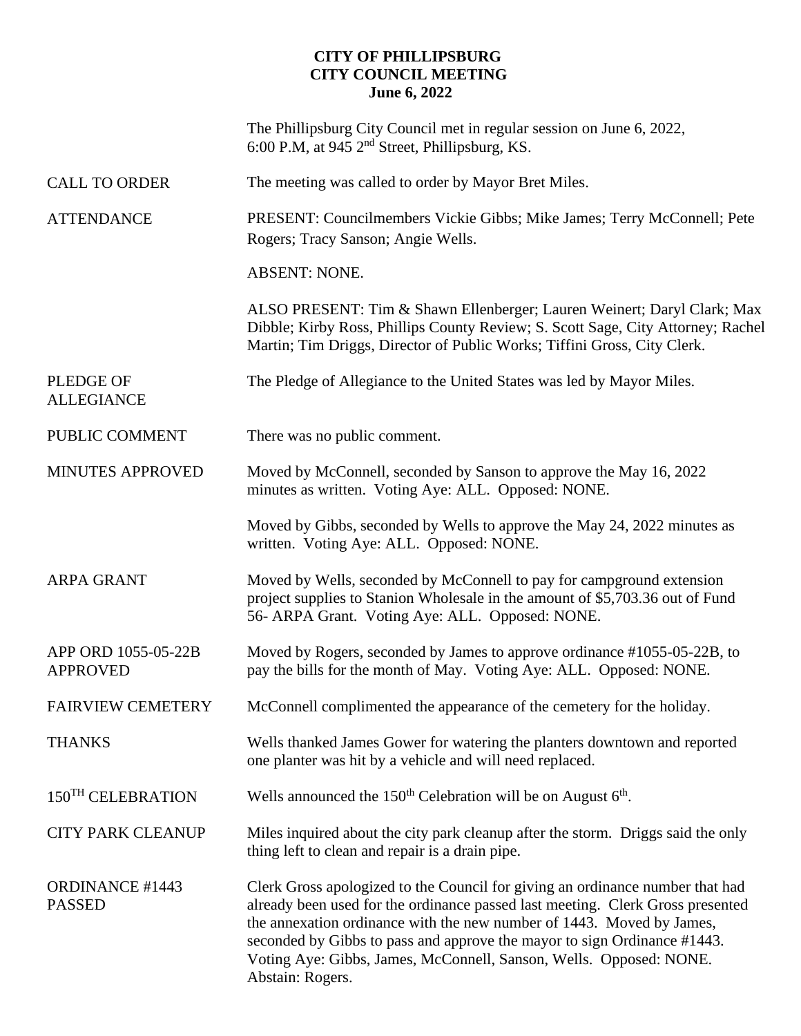# CITY OF PHILLIPSBURG
## CITY COUNCIL MEETING
### June 6, 2022

The Phillipsburg City Council met in regular session on June 6, 2022, 6:00 P.M, at 945 2nd Street, Phillipsburg, KS.

**CALL TO ORDER**
The meeting was called to order by Mayor Bret Miles.

**ATTENDANCE**
PRESENT: Councilmembers Vickie Gibbs; Mike James; Terry McConnell; Pete Rogers; Tracy Sanson; Angie Wells.

ABSENT: NONE.

ALSO PRESENT: Tim & Shawn Ellenberger; Lauren Weinert; Daryl Clark; Max Dibble; Kirby Ross, Phillips County Review; S. Scott Sage, City Attorney; Rachel Martin; Tim Driggs, Director of Public Works; Tiffini Gross, City Clerk.

**PLEDGE OF ALLEGIANCE**
The Pledge of Allegiance to the United States was led by Mayor Miles.

**PUBLIC COMMENT**
There was no public comment.

**MINUTES APPROVED**
Moved by McConnell, seconded by Sanson to approve the May 16, 2022 minutes as written. Voting Aye: ALL. Opposed: NONE.

Moved by Gibbs, seconded by Wells to approve the May 24, 2022 minutes as written. Voting Aye: ALL. Opposed: NONE.

**ARPA GRANT**
Moved by Wells, seconded by McConnell to pay for campground extension project supplies to Stanion Wholesale in the amount of $5,703.36 out of Fund 56- ARPA Grant. Voting Aye: ALL. Opposed: NONE.

**APP ORD 1055-05-22B APPROVED**
Moved by Rogers, seconded by James to approve ordinance #1055-05-22B, to pay the bills for the month of May. Voting Aye: ALL. Opposed: NONE.

**FAIRVIEW CEMETERY**
McConnell complimented the appearance of the cemetery for the holiday.

**THANKS**
Wells thanked James Gower for watering the planters downtown and reported one planter was hit by a vehicle and will need replaced.

**150TH CELEBRATION**
Wells announced the 150th Celebration will be on August 6th.

**CITY PARK CLEANUP**
Miles inquired about the city park cleanup after the storm. Driggs said the only thing left to clean and repair is a drain pipe.

**ORDINANCE #1443 PASSED**
Clerk Gross apologized to the Council for giving an ordinance number that had already been used for the ordinance passed last meeting. Clerk Gross presented the annexation ordinance with the new number of 1443. Moved by James, seconded by Gibbs to pass and approve the mayor to sign Ordinance #1443. Voting Aye: Gibbs, James, McConnell, Sanson, Wells. Opposed: NONE. Abstain: Rogers.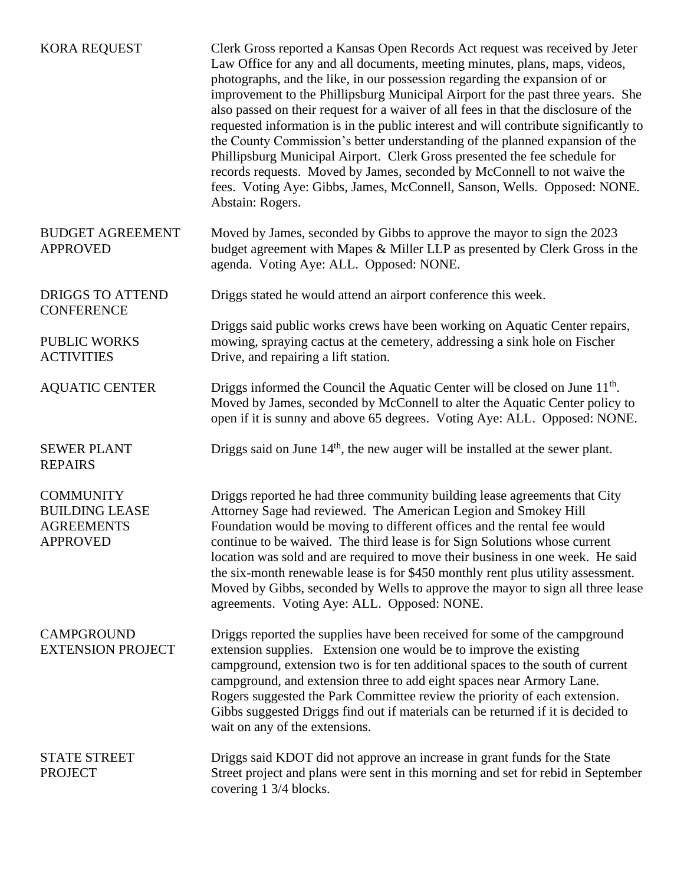**KORA REQUEST**

Clerk Gross reported a Kansas Open Records Act request was received by Jeter Law Office for any and all documents, meeting minutes, plans, maps, videos, photographs, and the like, in our possession regarding the expansion of or improvement to the Phillipsburg Municipal Airport for the past three years. She also passed on their request for a waiver of all fees in that the disclosure of the requested information is in the public interest and will contribute significantly to the County Commission's better understanding of the planned expansion of the Phillipsburg Municipal Airport. Clerk Gross presented the fee schedule for records requests. Moved by James, seconded by McConnell to not waive the fees. Voting Aye: Gibbs, James, McConnell, Sanson, Wells. Opposed: NONE. Abstain: Rogers.

**BUDGET AGREEMENT APPROVED**

Moved by James, seconded by Gibbs to approve the mayor to sign the 2023 budget agreement with Mapes & Miller LLP as presented by Clerk Gross in the agenda. Voting Aye: ALL. Opposed: NONE.

**DRIGGS TO ATTEND CONFERENCE**

Driggs stated he would attend an airport conference this week.

**PUBLIC WORKS ACTIVITIES**

Driggs said public works crews have been working on Aquatic Center repairs, mowing, spraying cactus at the cemetery, addressing a sink hole on Fischer Drive, and repairing a lift station.

**AQUATIC CENTER**

Driggs informed the Council the Aquatic Center will be closed on June 11th. Moved by James, seconded by McConnell to alter the Aquatic Center policy to open if it is sunny and above 65 degrees. Voting Aye: ALL. Opposed: NONE.

**SEWER PLANT REPAIRS**

Driggs said on June 14th, the new auger will be installed at the sewer plant.

**COMMUNITY BUILDING LEASE AGREEMENTS APPROVED**

Driggs reported he had three community building lease agreements that City Attorney Sage had reviewed. The American Legion and Smokey Hill Foundation would be moving to different offices and the rental fee would continue to be waived. The third lease is for Sign Solutions whose current location was sold and are required to move their business in one week. He said the six-month renewable lease is for $450 monthly rent plus utility assessment. Moved by Gibbs, seconded by Wells to approve the mayor to sign all three lease agreements. Voting Aye: ALL. Opposed: NONE.

**CAMPGROUND EXTENSION PROJECT**

Driggs reported the supplies have been received for some of the campground extension supplies. Extension one would be to improve the existing campground, extension two is for ten additional spaces to the south of current campground, and extension three to add eight spaces near Armory Lane. Rogers suggested the Park Committee review the priority of each extension. Gibbs suggested Driggs find out if materials can be returned if it is decided to wait on any of the extensions.

**STATE STREET PROJECT**

Driggs said KDOT did not approve an increase in grant funds for the State Street project and plans were sent in this morning and set for rebid in September covering 1 3/4 blocks.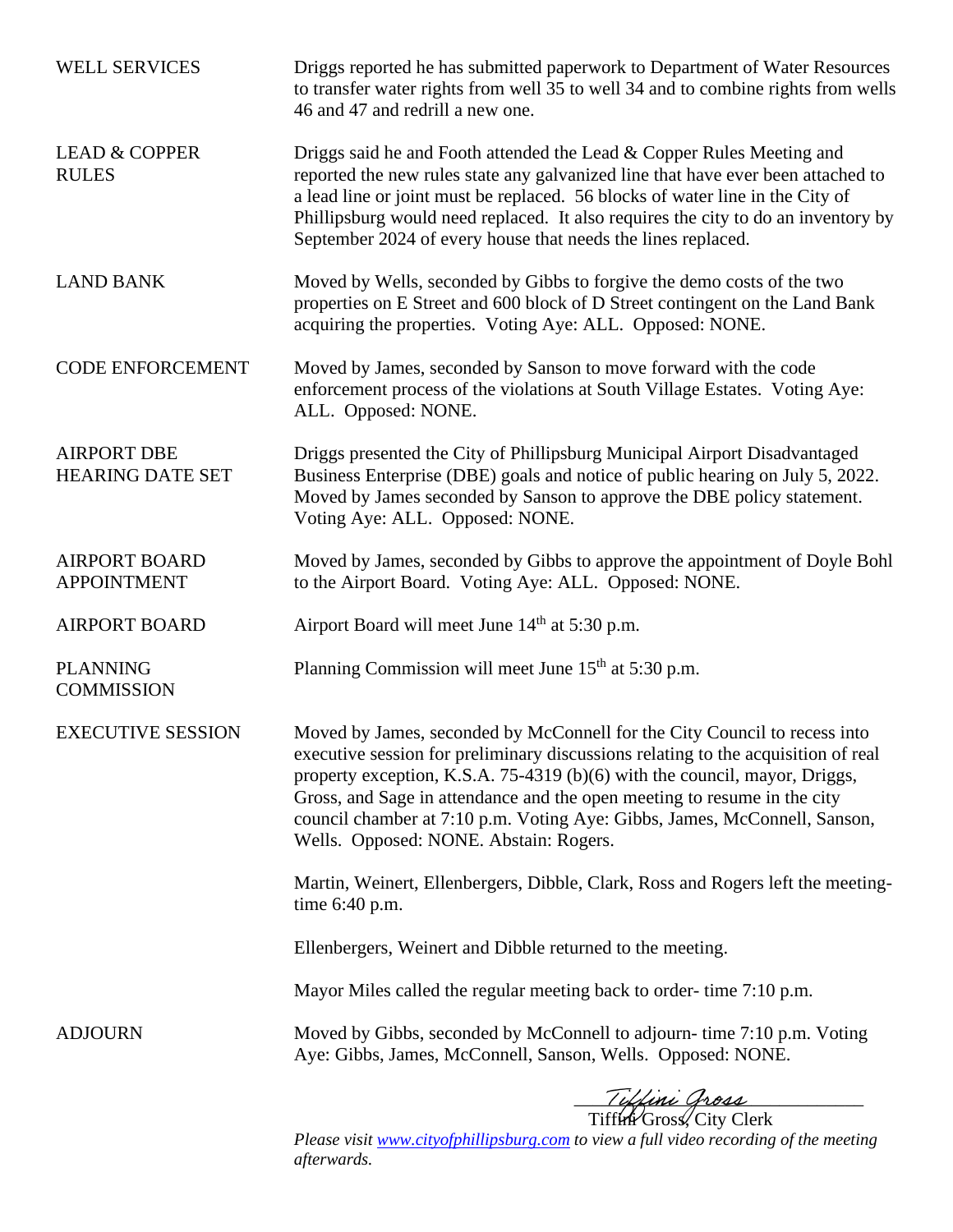**WELL SERVICES** — Driggs reported he has submitted paperwork to Department of Water Resources to transfer water rights from well 35 to well 34 and to combine rights from wells 46 and 47 and redrill a new one.

**LEAD & COPPER RULES** — Driggs said he and Footh attended the Lead & Copper Rules Meeting and reported the new rules state any galvanized line that have ever been attached to a lead line or joint must be replaced. 56 blocks of water line in the City of Phillipsburg would need replaced. It also requires the city to do an inventory by September 2024 of every house that needs the lines replaced.

**LAND BANK** — Moved by Wells, seconded by Gibbs to forgive the demo costs of the two properties on E Street and 600 block of D Street contingent on the Land Bank acquiring the properties. Voting Aye: ALL. Opposed: NONE.

**CODE ENFORCEMENT** — Moved by James, seconded by Sanson to move forward with the code enforcement process of the violations at South Village Estates. Voting Aye: ALL. Opposed: NONE.

**AIRPORT DBE HEARING DATE SET** — Driggs presented the City of Phillipsburg Municipal Airport Disadvantaged Business Enterprise (DBE) goals and notice of public hearing on July 5, 2022. Moved by James seconded by Sanson to approve the DBE policy statement. Voting Aye: ALL. Opposed: NONE.

**AIRPORT BOARD APPOINTMENT** — Moved by James, seconded by Gibbs to approve the appointment of Doyle Bohl to the Airport Board. Voting Aye: ALL. Opposed: NONE.

**AIRPORT BOARD** — Airport Board will meet June 14th at 5:30 p.m.

**PLANNING COMMISSION** — Planning Commission will meet June 15th at 5:30 p.m.

**EXECUTIVE SESSION** — Moved by James, seconded by McConnell for the City Council to recess into executive session for preliminary discussions relating to the acquisition of real property exception, K.S.A. 75-4319 (b)(6) with the council, mayor, Driggs, Gross, and Sage in attendance and the open meeting to resume in the city council chamber at 7:10 p.m. Voting Aye: Gibbs, James, McConnell, Sanson, Wells. Opposed: NONE. Abstain: Rogers.

Martin, Weinert, Ellenbergers, Dibble, Clark, Ross and Rogers left the meeting- time 6:40 p.m.

Ellenbergers, Weinert and Dibble returned to the meeting.

Mayor Miles called the regular meeting back to order- time 7:10 p.m.

**ADJOURN** — Moved by Gibbs, seconded by McConnell to adjourn- time 7:10 p.m. Voting Aye: Gibbs, James, McConnell, Sanson, Wells. Opposed: NONE.

*Tiffini Gross*

Tiffini Gross, City Clerk

*Please visit [www.cityofphillipsburg.com](http://www.cityofphillipsburg.com) to view a full video recording of the meeting afterwards.*